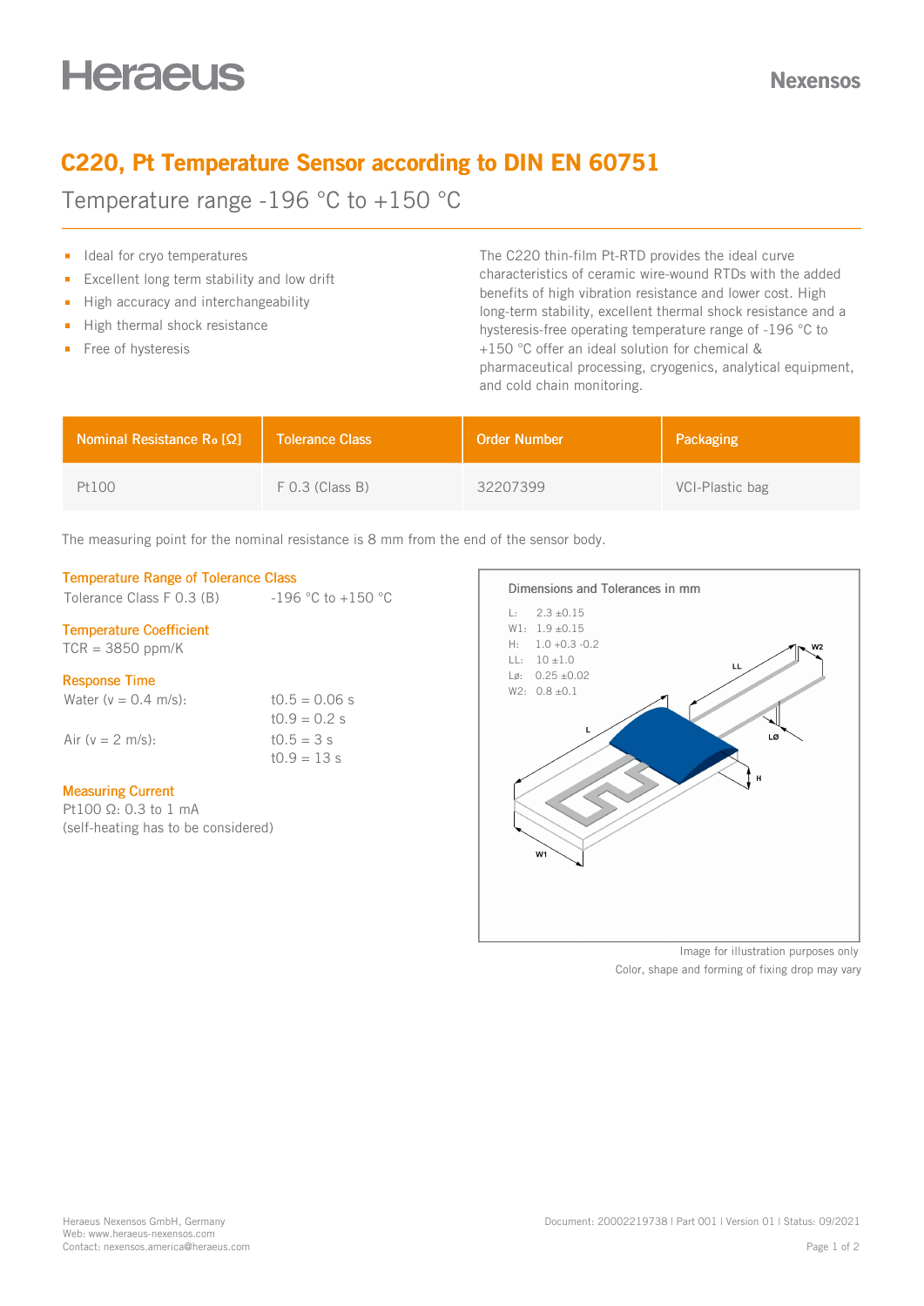Heraeus

Nexensos

# C220, Pt Temperature Sensor according to DIN EN 60751

## Temperature range -196 °C to +150 °C

- Ideal for cryo temperatures
- Excellent long term stability and low drift
- High accuracy and interchangeability
- High thermal shock resistance
- Free of hysteresis

The C220 thin-film Pt-RTD provides the ideal curve characteristics of ceramic wire-wound RTDs with the added benefits of high vibration resistance and lower cost. High long-term stability, excellent thermal shock resistance and a hysteresis-free operating temperature range of -196 °C to +150 °C offer an ideal solution for chemical & pharmaceutical processing, cryogenics, analytical equipment, and cold chain monitoring.

| Nominal Resistance $R_0$ [Ω] | Tolerance Class | Order Number | Packaging |
|---|---|---|---|
| Pt100 | F 0.3 (Class B) | 32207399 | VCI-Plastic bag |

The measuring point for the nominal resistance is 8 mm from the end of the sensor body.

### Temperature Range of Tolerance Class

Tolerance Class F 0.3 (B) -196 °C to +150 °C

### Temperature Coefficient

TCR = 3850 ppm/K

### Response Time

| | |
|---|---|
| Water (v = 0.4 m/s): | $t_{0.5}$ = 0.06 s |
| | $t_{0.9}$ = 0.2 s |
| Air (v = 2 m/s): | $t_{0.5}$ = 3 s |
| | $t_{0.9}$ = 13 s |

### Measuring Current

Pt100 Ω: 0.3 to 1 mA
(self-heating has to be considered)

**Dimensions and Tolerances in mm**

- L: 2.3 ±0.15
- W1: 1.9 ±0.15
- H: 1.0 +0.3 -0.2
- LL: 10 ±1.0
- Lø: 0.25 ±0.02
- W2: 0.8 ±0.1

Image for illustration purposes only
Color, shape and forming of fixing drop may vary

Heraeus Nexensos GmbH, Germany
Web: www.heraeus-nexensos.com
Contact: nexensos.america@heraeus.com

Document: 20002219738 | Part 001 | Version 01 | Status: 09/2021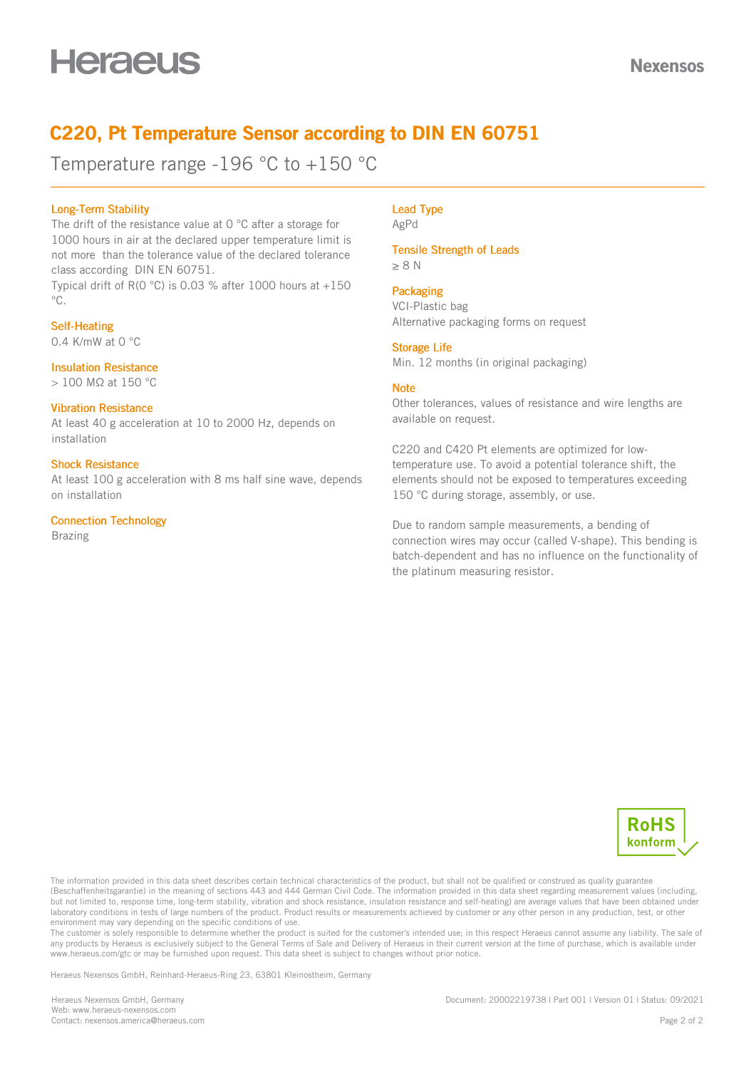# C220, Pt Temperature Sensor according to DIN EN 60751

Temperature range -196 °C to +150 °C

### Long-Term Stability

The drift of the resistance value at 0 °C after a storage for 1000 hours in air at the declared upper temperature limit is not more than the tolerance value of the declared tolerance class according DIN EN 60751.
Typical drift of R(0 °C) is 0.03 % after 1000 hours at +150 °C.

### Self-Heating

0.4 K/mW at 0 °C

### Insulation Resistance

> 100 MΩ at 150 °C

### Vibration Resistance

At least 40 g acceleration at 10 to 2000 Hz, depends on installation

### Shock Resistance

At least 100 g acceleration with 8 ms half sine wave, depends on installation

### Connection Technology

Brazing

### Lead Type

AgPd

### Tensile Strength of Leads

≥ 8 N

### Packaging

VCI-Plastic bag
Alternative packaging forms on request

### Storage Life

Min. 12 months (in original packaging)

### Note

Other tolerances, values of resistance and wire lengths are available on request.

C220 and C420 Pt elements are optimized for low-temperature use. To avoid a potential tolerance shift, the elements should not be exposed to temperatures exceeding 150 °C during storage, assembly, or use.

Due to random sample measurements, a bending of connection wires may occur (called V-shape). This bending is batch-dependent and has no influence on the functionality of the platinum measuring resistor.

RoHS konform

The information provided in this data sheet describes certain technical characteristics of the product, but shall not be qualified or construed as quality guarantee (Beschaffenheitsgarantie) in the meaning of sections 443 and 444 German Civil Code. The information provided in this data sheet regarding measurement values (including, but not limited to, response time, long-term stability, vibration and shock resistance, insulation resistance and self-heating) are average values that have been obtained under laboratory conditions in tests of large numbers of the product. Product results or measurements achieved by customer or any other person in any production, test, or other environment may vary depending on the specific conditions of use.
The customer is solely responsible to determine whether the product is suited for the customer's intended use; in this respect Heraeus cannot assume any liability. The sale of any products by Heraeus is exclusively subject to the General Terms of Sale and Delivery of Heraeus in their current version at the time of purchase, which is available under www.heraeus.com/gtc or may be furnished upon request. This data sheet is subject to changes without prior notice.

Heraeus Nexensos GmbH, Reinhard-Heraeus-Ring 23, 63801 Kleinostheim, Germany

Heraeus Nexensos GmbH, Germany
Web: www.heraeus-nexensos.com
Contact: nexensos.america@heraeus.com

Document: 20002219738 | Part 001 | Version 01 | Status: 09/2021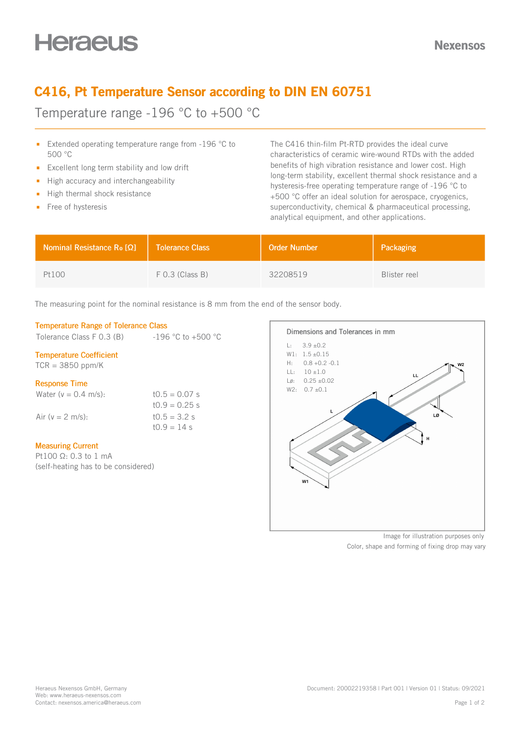Heraeus

Nexensos

# C416, Pt Temperature Sensor according to DIN EN 60751

## Temperature range -196 °C to +500 °C

- Extended operating temperature range from -196 °C to 500 °C
- Excellent long term stability and low drift
- High accuracy and interchangeability
- High thermal shock resistance
- Free of hysteresis

The C416 thin-film Pt-RTD provides the ideal curve characteristics of ceramic wire-wound RTDs with the added benefits of high vibration resistance and lower cost. High long-term stability, excellent thermal shock resistance and a hysteresis-free operating temperature range of -196 °C to +500 °C offer an ideal solution for aerospace, cryogenics, superconductivity, chemical & pharmaceutical processing, analytical equipment, and other applications.

| Nominal Resistance $R_0$ [Ω] | Tolerance Class | Order Number | Packaging |
|---|---|---|---|
| Pt100 | F 0.3 (Class B) | 32208519 | Blister reel |

The measuring point for the nominal resistance is 8 mm from the end of the sensor body.

### Temperature Range of Tolerance Class

Tolerance Class F 0.3 (B) -196 °C to +500 °C

### Temperature Coefficient

TCR = 3850 ppm/K

### Response Time

| | |
|---|---|
| Water (v = 0.4 m/s): | $t_{0.5}$ = 0.07 s |
| | $t_{0.9}$ = 0.25 s |
| Air (v = 2 m/s): | $t_{0.5}$ = 3.2 s |
| | $t_{0.9}$ = 14 s |

### Measuring Current

Pt100 Ω: 0.3 to 1 mA
(self-heating has to be considered)

**Dimensions and Tolerances in mm**

- L: 3.9 ±0.2
- W1: 1.5 ±0.15
- H: 0.8 +0.2 -0.1
- LL: 10 ±1.0
- Lø: 0.25 ±0.02
- W2: 0.7 ±0.1

Image for illustration purposes only
Color, shape and forming of fixing drop may vary

Heraeus Nexensos GmbH, Germany
Web: www.heraeus-nexensos.com
Contact: nexensos.america@heraeus.com

Document: 20002219358 | Part 001 | Version 01 | Status: 09/2021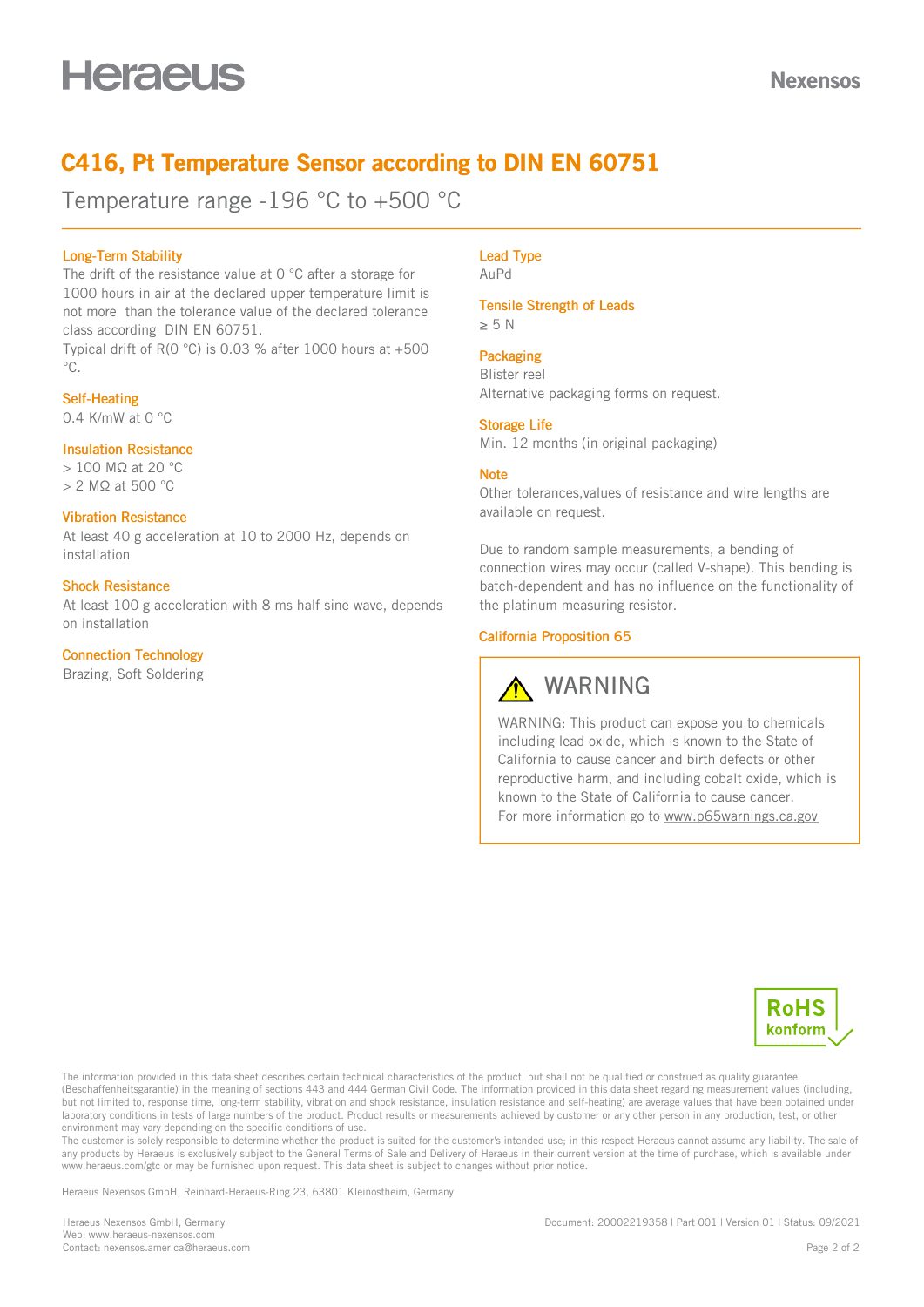# C416, Pt Temperature Sensor according to DIN EN 60751

Temperature range -196 °C to +500 °C

### Long-Term Stability

The drift of the resistance value at 0 °C after a storage for 1000 hours in air at the declared upper temperature limit is not more than the tolerance value of the declared tolerance class according DIN EN 60751.

Typical drift of R(0 °C) is 0.03 % after 1000 hours at +500 °C.

### Self-Heating

0.4 K/mW at 0 °C

### Insulation Resistance

> 100 MΩ at 20 °C
> 2 MΩ at 500 °C

### Vibration Resistance

At least 40 g acceleration at 10 to 2000 Hz, depends on installation

### Shock Resistance

At least 100 g acceleration with 8 ms half sine wave, depends on installation

### Connection Technology

Brazing, Soft Soldering

### Lead Type

AuPd

### Tensile Strength of Leads

≥ 5 N

### Packaging

Blister reel
Alternative packaging forms on request.

### Storage Life

Min. 12 months (in original packaging)

### Note

Other tolerances,values of resistance and wire lengths are available on request.

Due to random sample measurements, a bending of connection wires may occur (called V-shape). This bending is batch-dependent and has no influence on the functionality of the platinum measuring resistor.

### California Proposition 65

**WARNING**

WARNING: This product can expose you to chemicals including lead oxide, which is known to the State of California to cause cancer and birth defects or other reproductive harm, and including cobalt oxide, which is known to the State of California to cause cancer.
For more information go to www.p65warnings.ca.gov

RoHS konform

The information provided in this data sheet describes certain technical characteristics of the product, but shall not be qualified or construed as quality guarantee (Beschaffenheitsgarantie) in the meaning of sections 443 and 444 German Civil Code. The information provided in this data sheet regarding measurement values (including, but not limited to, response time, long-term stability, vibration and shock resistance, insulation resistance and self-heating) are average values that have been obtained under laboratory conditions in tests of large numbers of the product. Product results or measurements achieved by customer or any other person in any production, test, or other environment may vary depending on the specific conditions of use.
The customer is solely responsible to determine whether the product is suited for the customer's intended use; in this respect Heraeus cannot assume any liability. The sale of any products by Heraeus is exclusively subject to the General Terms of Sale and Delivery of Heraeus in their current version at the time of purchase, which is available under www.heraeus.com/gtc or may be furnished upon request. This data sheet is subject to changes without prior notice.

Heraeus Nexensos GmbH, Reinhard-Heraeus-Ring 23, 63801 Kleinostheim, Germany

Heraeus Nexensos GmbH, Germany
Web: www.heraeus-nexensos.com
Contact: nexensos.america@heraeus.com

Document: 20002219358 | Part 001 | Version 01 | Status: 09/2021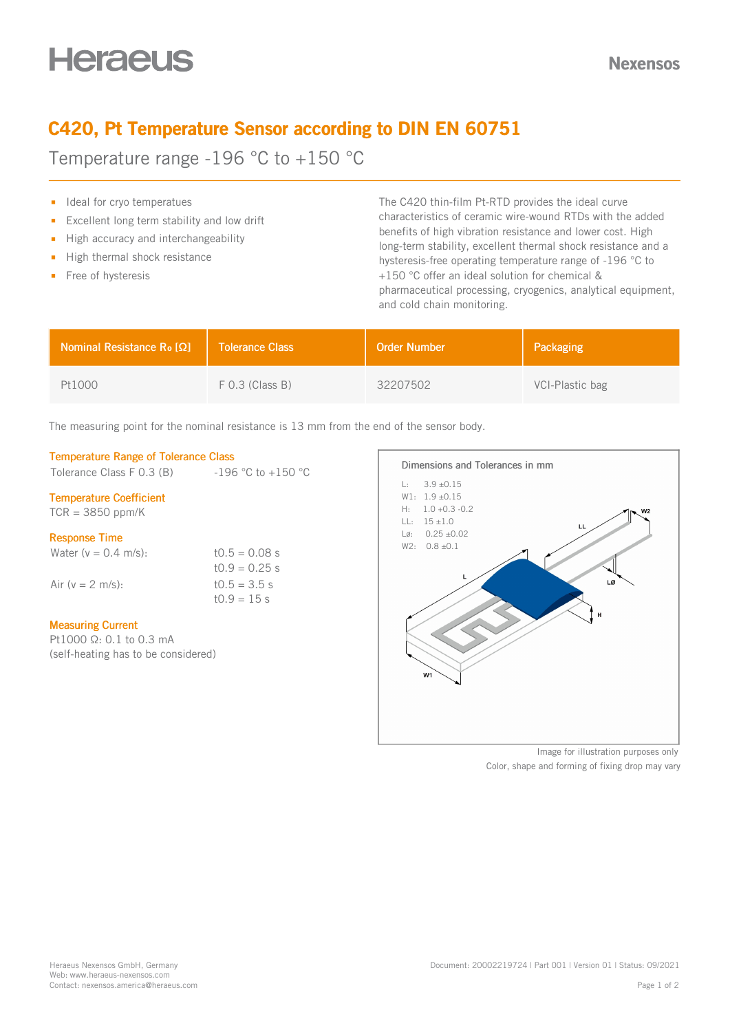# C420, Pt Temperature Sensor according to DIN EN 60751

Temperature range -196 °C to +150 °C

- Ideal for cryo temperatures
- Excellent long term stability and low drift
- High accuracy and interchangeability
- High thermal shock resistance
- Free of hysteresis

The C420 thin-film Pt-RTD provides the ideal curve characteristics of ceramic wire-wound RTDs with the added benefits of high vibration resistance and lower cost. High long-term stability, excellent thermal shock resistance and a hysteresis-free operating temperature range of -196 °C to +150 °C offer an ideal solution for chemical & pharmaceutical processing, cryogenics, analytical equipment, and cold chain monitoring.

| Nominal Resistance $R_0$ [Ω] | Tolerance Class | Order Number | Packaging |
|---|---|---|---|
| Pt1000 | F 0.3 (Class B) | 32207502 | VCI-Plastic bag |

The measuring point for the nominal resistance is 13 mm from the end of the sensor body.

## Temperature Range of Tolerance Class

Tolerance Class F 0.3 (B) -196 °C to +150 °C

## Temperature Coefficient

TCR = 3850 ppm/K

## Response Time

| | |
|---|---|
| Water (v = 0.4 m/s): | $t_{0.5}$ = 0.08 s |
| | $t_{0.9}$ = 0.25 s |
| Air (v = 2 m/s): | $t_{0.5}$ = 3.5 s |
| | $t_{0.9}$ = 15 s |

## Measuring Current

Pt1000 Ω: 0.1 to 0.3 mA
(self-heating has to be considered)

## Dimensions and Tolerances in mm

- L: 3.9 ±0.15
- W1: 1.9 ±0.15
- H: 1.0 +0.3 -0.2
- LL: 15 ±1.0
- Lø: 0.25 ±0.02
- W2: 0.8 ±0.1

Image for illustration purposes only
Color, shape and forming of fixing drop may vary

Heraeus Nexensos GmbH, Germany
Web: www.heraeus-nexensos.com
Contact: nexensos.america@heraeus.com

Document: 20002219724 | Part 001 | Version 01 | Status: 09/2021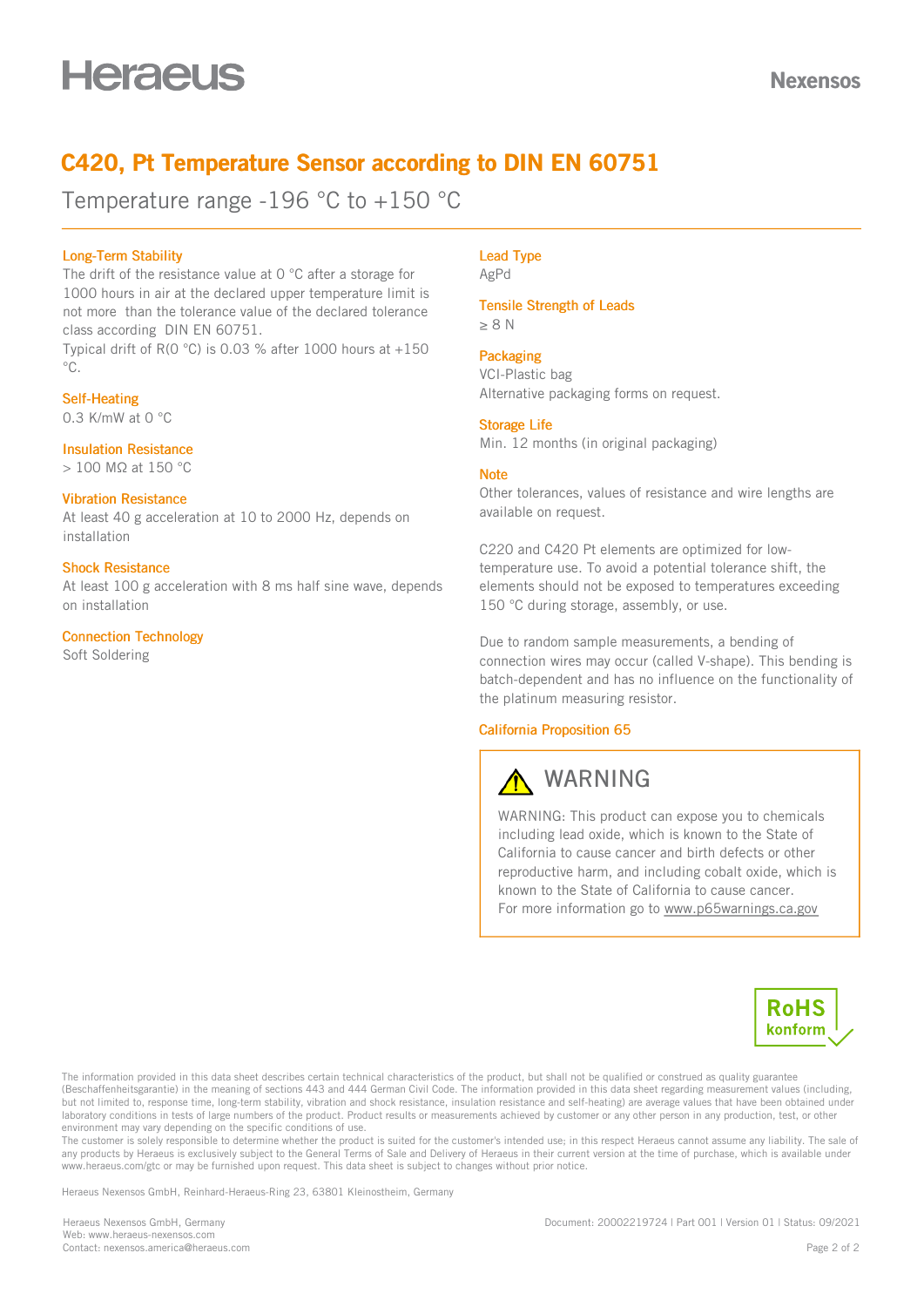# C420, Pt Temperature Sensor according to DIN EN 60751

Temperature range -196 °C to +150 °C

### Long-Term Stability

The drift of the resistance value at 0 °C after a storage for 1000 hours in air at the declared upper temperature limit is not more than the tolerance value of the declared tolerance class according DIN EN 60751.
Typical drift of R(0 °C) is 0.03 % after 1000 hours at +150 °C.

### Self-Heating

0.3 K/mW at 0 °C

### Insulation Resistance

> 100 MΩ at 150 °C

### Vibration Resistance

At least 40 g acceleration at 10 to 2000 Hz, depends on installation

### Shock Resistance

At least 100 g acceleration with 8 ms half sine wave, depends on installation

### Connection Technology

Soft Soldering

### Lead Type

AgPd

### Tensile Strength of Leads

≥ 8 N

### Packaging

VCI-Plastic bag
Alternative packaging forms on request.

### Storage Life

Min. 12 months (in original packaging)

### Note

Other tolerances, values of resistance and wire lengths are available on request.

C220 and C420 Pt elements are optimized for low-temperature use. To avoid a potential tolerance shift, the elements should not be exposed to temperatures exceeding 150 °C during storage, assembly, or use.

Due to random sample measurements, a bending of connection wires may occur (called V-shape). This bending is batch-dependent and has no influence on the functionality of the platinum measuring resistor.

### California Proposition 65

**WARNING**

WARNING: This product can expose you to chemicals including lead oxide, which is known to the State of California to cause cancer and birth defects or other reproductive harm, and including cobalt oxide, which is known to the State of California to cause cancer.
For more information go to www.p65warnings.ca.gov

RoHS konform

The information provided in this data sheet describes certain technical characteristics of the product, but shall not be qualified or construed as quality guarantee (Beschaffenheitsgarantie) in the meaning of sections 443 and 444 German Civil Code. The information provided in this data sheet regarding measurement values (including, but not limited to, response time, long-term stability, vibration and shock resistance, insulation resistance and self-heating) are average values that have been obtained under laboratory conditions in tests of large numbers of the product. Product results or measurements achieved by customer or any other person in any production, test, or other environment may vary depending on the specific conditions of use.
The customer is solely responsible to determine whether the product is suited for the customer's intended use; in this respect Heraeus cannot assume any liability. The sale of any products by Heraeus is exclusively subject to the General Terms of Sale and Delivery of Heraeus in their current version at the time of purchase, which is available under www.heraeus.com/gtc or may be furnished upon request. This data sheet is subject to changes without prior notice.

Heraeus Nexensos GmbH, Reinhard-Heraeus-Ring 23, 63801 Kleinostheim, Germany

Heraeus Nexensos GmbH, Germany
Web: www.heraeus-nexensos.com
Contact: nexensos.america@heraeus.com

Document: 20002219724 | Part 001 | Version 01 | Status: 09/2021